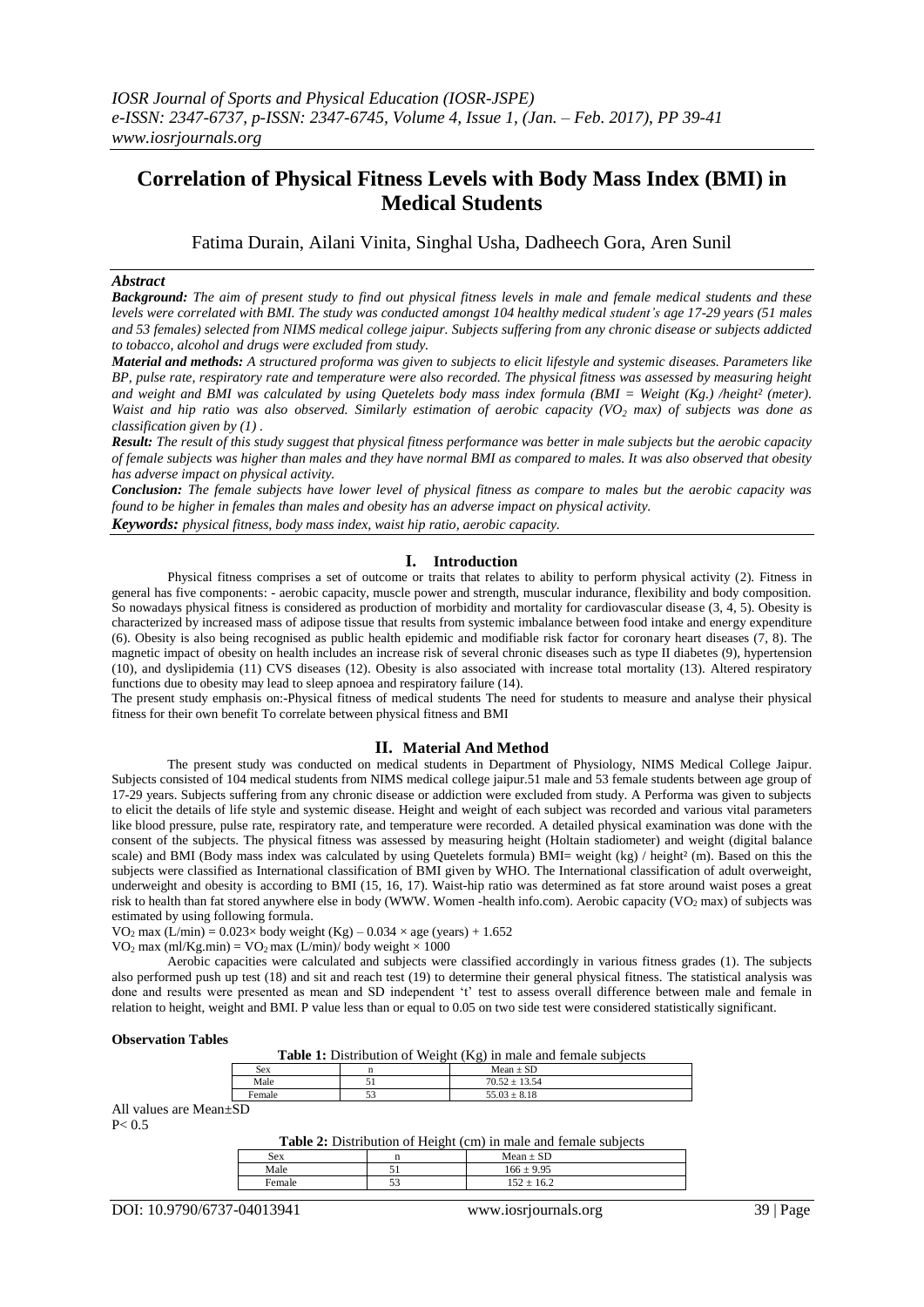# Correlation of Physical Fitness Levels with Body Mass Index (BMI) in Medical Students

Fatima Durain, Ailani Vinita, Singhal Usha, Dadheech Gora, Aren Sunil

## *Abstract*

***Background:*** *The aim of present study to find out physical fitness levels in male and female medical students and these levels were correlated with BMI. The study was conducted amongst 104 healthy medical student's age 17-29 years (51 males and 53 females) selected from NIMS medical college jaipur. Subjects suffering from any chronic disease or subjects addicted to tobacco, alcohol and drugs were excluded from study.*

***Material and methods:*** *A structured proforma was given to subjects to elicit lifestyle and systemic diseases. Parameters like BP, pulse rate, respiratory rate and temperature were also recorded. The physical fitness was assessed by measuring height and weight and BMI was calculated by using Quetelets body mass index formula (BMI = Weight (Kg.) /height² (meter). Waist and hip ratio was also observed. Similarly estimation of aerobic capacity ($VO_2$ max) of subjects was done as classification given by (1) .*

***Result:*** *The result of this study suggest that physical fitness performance was better in male subjects but the aerobic capacity of female subjects was higher than males and they have normal BMI as compared to males. It was also observed that obesity has adverse impact on physical activity.*

***Conclusion:*** *The female subjects have lower level of physical fitness as compare to males but the aerobic capacity was found to be higher in females than males and obesity has an adverse impact on physical activity.*

***Keywords:*** *physical fitness, body mass index, waist hip ratio, aerobic capacity.*

## I. Introduction

Physical fitness comprises a set of outcome or traits that relates to ability to perform physical activity (2). Fitness in general has five components: - aerobic capacity, muscle power and strength, muscular indurance, flexibility and body composition. So nowadays physical fitness is considered as production of morbidity and mortality for cardiovascular disease (3, 4, 5). Obesity is characterized by increased mass of adipose tissue that results from systemic imbalance between food intake and energy expenditure (6). Obesity is also being recognised as public health epidemic and modifiable risk factor for coronary heart diseases (7, 8). The magnetic impact of obesity on health includes an increase risk of several chronic diseases such as type II diabetes (9), hypertension (10), and dyslipidemia (11) CVS diseases (12). Obesity is also associated with increase total mortality (13). Altered respiratory functions due to obesity may lead to sleep apnoea and respiratory failure (14).

The present study emphasis on:-Physical fitness of medical students The need for students to measure and analyse their physical fitness for their own benefit To correlate between physical fitness and BMI

## II. Material And Method

The present study was conducted on medical students in Department of Physiology, NIMS Medical College Jaipur. Subjects consisted of 104 medical students from NIMS medical college jaipur.51 male and 53 female students between age group of 17-29 years. Subjects suffering from any chronic disease or addiction were excluded from study. A Performa was given to subjects to elicit the details of life style and systemic disease. Height and weight of each subject was recorded and various vital parameters like blood pressure, pulse rate, respiratory rate, and temperature were recorded. A detailed physical examination was done with the consent of the subjects. The physical fitness was assessed by measuring height (Holtain stadiometer) and weight (digital balance scale) and BMI (Body mass index was calculated by using Quetelets formula) BMI= weight (kg) / height² (m). Based on this the subjects were classified as International classification of BMI given by WHO. The International classification of adult overweight, underweight and obesity is according to BMI (15, 16, 17). Waist-hip ratio was determined as fat store around waist poses a great risk to health than fat stored anywhere else in body (WWW. Women -health info.com). Aerobic capacity ($VO_2$ max) of subjects was estimated by using following formula.

$VO_2$ max (L/min) = 0.023× body weight (Kg) – 0.034 × age (years) + 1.652

$VO_2$ max (ml/Kg.min) = $VO_2$ max (L/min)/ body weight × 1000

Aerobic capacities were calculated and subjects were classified accordingly in various fitness grades (1). The subjects also performed push up test (18) and sit and reach test (19) to determine their general physical fitness. The statistical analysis was done and results were presented as mean and SD independent 't' test to assess overall difference between male and female in relation to height, weight and BMI. P value less than or equal to 0.05 on two side test were considered statistically significant.

**Observation Tables**

**Table 1:** Distribution of Weight (Kg) in male and female subjects

| Sex | n | Mean ± SD |
|---|---|---|
| Male | 51 | 70.52 ± 13.54 |
| Female | 53 | 55.03 ± 8.18 |

All values are Mean±SD

P< 0.5

**Table 2:** Distribution of Height (cm) in male and female subjects

| Sex | n | Mean ± SD |
|---|---|---|
| Male | 51 | 166 ± 9.95 |
| Female | 53 | 152 ± 16.2 |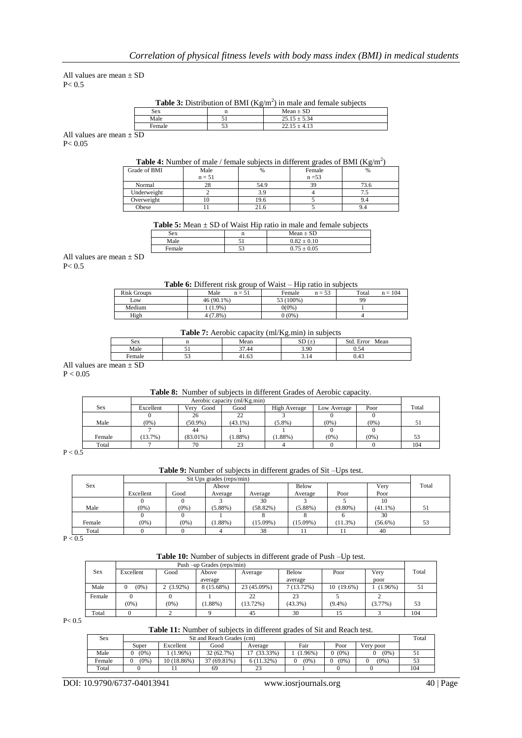All values are mean ± SD
P< 0.5

**Table 3:** Distribution of BMI ($Kg/m^2$) in male and female subjects

| Sex | n | Mean ± SD |
|---|---|---|
| Male | 51 | 25.15 ± 5.34 |
| Female | 53 | 22.15 ± 4.13 |

All values are mean ± SD
P< 0.05

**Table 4:** Number of male / female subjects in different grades of BMI ($Kg/m^2$)

| Grade of BMI | Male n = 51 | % | Female n =53 | % |
|---|---|---|---|---|
| Normal | 28 | 54.9 | 39 | 73.6 |
| Underweight | 2 | 3.9 | 4 | 7.5 |
| Overweight | 10 | 19.6 | 5 | 9.4 |
| Obese | 11 | 21.6 | 5 | 9.4 |

**Table 5:** Mean ± SD of Waist Hip ratio in male and female subjects

| Sex | n | Mean ± SD |
|---|---|---|
| Male | 51 | 0.82 ± 0.10 |
| Female | 53 | 0.75 ± 0.05 |

All values are mean ± SD
P< 0.5

**Table 6:** Different risk group of Waist – Hip ratio in subjects

| Risk Groups | Male n = 51 | Female n = 53 | Total n = 104 |
|---|---|---|---|
| Low | 46 (90.1%) | 53 (100%) | 99 |
| Medium | 1 (1.9%) | 0(0%) | 1 |
| High | 4 (7.8%) | 0 (0%) | 4 |

**Table 7:** Aerobic capacity (ml/Kg.min) in subjects

| Sex | n | Mean | SD (±) | Std. Error Mean |
|---|---|---|---|---|
| Male | 51 | 37.44 | 3.90 | 0.54 |
| Female | 53 | 41.63 | 3.14 | 0.43 |

All values are mean ± SD
P < 0.05

**Table 8:** Number of subjects in different Grades of Aerobic capacity.

| Sex | Aerobic capacity (ml/Kg.min) | | | | | | Total |
|---|---|---|---|---|---|---|---|
| | Excellent | Very Good | Good | High Average | Low Average | Poor | |
| Male | 0 (0%) | 26 (50.9%) | 22 (43.1%) | 3 (5.8%) | 0 (0%) | 0 (0%) | 51 |
| Female | 7 (13.7%) | 44 (83.01%) | 1 (1.88%) | 1 (1.88%) | 0 (0%) | 0 (0%) | 53 |
| Total | 7 | 70 | 23 | 4 | 0 | 0 | 104 |

P < 0.5

**Table 9:** Number of subjects in different grades of Sit –Ups test.

| Sex | Sit Ups grades (reps/min) | | | | | | | Total |
|---|---|---|---|---|---|---|---|---|
| | Excellent | Good | Above Average | Average | Below Average | Poor | Very Poor | |
| Male | 0 (0%) | 0 (0%) | 3 (5.88%) | 30 (58.82%) | 3 (5.88%) | 5 (9.80%) | 10 (41.1%) | 51 |
| Female | 0 (0%) | 0 (0%) | 1 (1.88%) | 8 (15.09%) | 8 (15.09%) | 6 (11.3%) | 30 (56.6%) | 53 |
| Total | 0 | 0 | 4 | 38 | 11 | 11 | 40 | |

P < 0.5

**Table 10:** Number of subjects in different grade of Push –Up test.

| Sex | Push –up Grades (reps/min) | | | | | | | Total |
|---|---|---|---|---|---|---|---|---|
| | Excellent | Good | Above average | Average | Below average | Poor | Very poor | |
| Male | 0 (0%) | 2 (3.92%) | 8 (15.68%) | 23 (45.09%) | 7 (13.72%) | 10 (19.6%) | 1 (1.96%) | 51 |
| Female | 0 (0%) | 0 (0%) | 1 (1.88%) | 22 (13.72%) | 23 (43.3%) | 5 (9.4%) | 2 (3.77%) | 53 |
| Total | 0 | 2 | 9 | 45 | 30 | 15 | 3 | 104 |

P< 0.5

**Table 11:** Number of subjects in different grades of Sit and Reach test.

| Sex | Sit and Reach Grades (cm) | | | | | | | Total |
|---|---|---|---|---|---|---|---|---|
| | Super | Excellent | Good | Average | Fair | Poor | Very poor | |
| Male | 0 (0%) | 1 (1.96%) | 32 (62.7%) | 17 (33.33%) | 1 (1.96%) | 0 (0%) | 0 (0%) | 51 |
| Female | 0 (0%) | 10 (18.86%) | 37 (69.81%) | 6 (11.32%) | 0 (0%) | 0 (0%) | 0 (0%) | 53 |
| Total | 0 | 11 | 69 | 23 | 1 | 0 | 0 | 104 |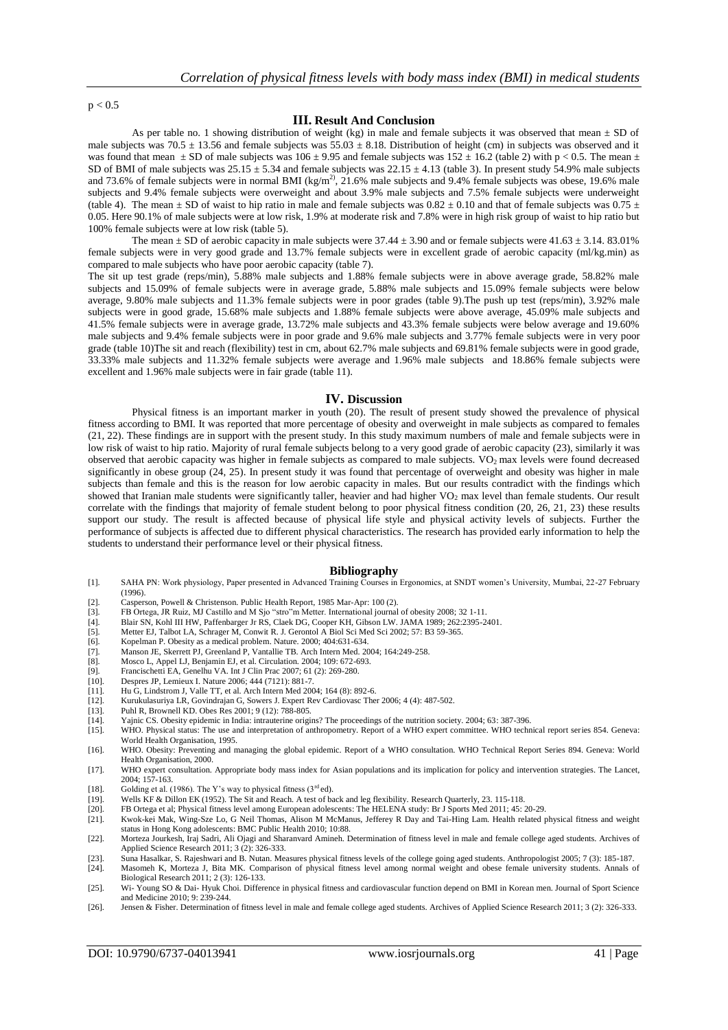p < 0.5

## III. Result And Conclusion

As per table no. 1 showing distribution of weight (kg) in male and female subjects it was observed that mean ± SD of male subjects was 70.5 ± 13.56 and female subjects was 55.03 ± 8.18. Distribution of height (cm) in subjects was observed and it was found that mean ± SD of male subjects was 106 ± 9.95 and female subjects was 152 ± 16.2 (table 2) with p < 0.5. The mean ± SD of BMI of male subjects was 25.15 ± 5.34 and female subjects was 22.15 ± 4.13 (table 3). In present study 54.9% male subjects and 73.6% of female subjects were in normal BMI (kg/m$^2$), 21.6% male subjects and 9.4% female subjects was obese, 19.6% male subjects and 9.4% female subjects were overweight and about 3.9% male subjects and 7.5% female subjects were underweight (table 4). The mean ± SD of waist to hip ratio in male and female subjects was 0.82 ± 0.10 and that of female subjects was 0.75 ± 0.05. Here 90.1% of male subjects were at low risk, 1.9% at moderate risk and 7.8% were in high risk group of waist to hip ratio but 100% female subjects were at low risk (table 5).

The mean ± SD of aerobic capacity in male subjects were 37.44 ± 3.90 and or female subjects were 41.63 ± 3.14. 83.01% female subjects were in very good grade and 13.7% female subjects were in excellent grade of aerobic capacity (ml/kg.min) as compared to male subjects who have poor aerobic capacity (table 7).

The sit up test grade (reps/min), 5.88% male subjects and 1.88% female subjects were in above average grade, 58.82% male subjects and 15.09% of female subjects were in average grade, 5.88% male subjects and 15.09% female subjects were below average, 9.80% male subjects and 11.3% female subjects were in poor grades (table 9).The push up test (reps/min), 3.92% male subjects were in good grade, 15.68% male subjects and 1.88% female subjects were above average, 45.09% male subjects and 41.5% female subjects were in average grade, 13.72% male subjects and 43.3% female subjects were below average and 19.60% male subjects and 9.4% female subjects were in poor grade and 9.6% male subjects and 3.77% female subjects were in very poor grade (table 10)The sit and reach (flexibility) test in cm, about 62.7% male subjects and 69.81% female subjects were in good grade, 33.33% male subjects and 11.32% female subjects were average and 1.96% male subjects and 18.86% female subjects were excellent and 1.96% male subjects were in fair grade (table 11).

## IV. Discussion

Physical fitness is an important marker in youth (20). The result of present study showed the prevalence of physical fitness according to BMI. It was reported that more percentage of obesity and overweight in male subjects as compared to females (21, 22). These findings are in support with the present study. In this study maximum numbers of male and female subjects were in low risk of waist to hip ratio. Majority of rural female subjects belong to a very good grade of aerobic capacity (23), similarly it was observed that aerobic capacity was higher in female subjects as compared to male subjects. $VO_2$ max levels were found decreased significantly in obese group (24, 25). In present study it was found that percentage of overweight and obesity was higher in male subjects than female and this is the reason for low aerobic capacity in males. But our results contradict with the findings which showed that Iranian male students were significantly taller, heavier and had higher $VO_2$ max level than female students. Our result correlate with the findings that majority of female student belong to poor physical fitness condition (20, 26, 21, 23) these results support our study. The result is affected because of physical life style and physical activity levels of subjects. Further the performance of subjects is affected due to different physical characteristics. The research has provided early information to help the students to understand their performance level or their physical fitness.

## Bibliography

[1]. SAHA PN: Work physiology, Paper presented in Advanced Training Courses in Ergonomics, at SNDT women's University, Mumbai, 22-27 February (1996).
[2]. Casperson, Powell & Christenson. Public Health Report, 1985 Mar-Apr: 100 (2).
[3]. FB Ortega, JR Ruiz, MJ Castillo and M Sjo "stro"m Metter. International journal of obesity 2008; 32 1-11.
[4]. Blair SN, Kohl III HW, Paffenbarger Jr RS, Claek DG, Cooper KH, Gibson LW. JAMA 1989; 262:2395-2401.
[5]. Metter EJ, Talbot LA, Schrager M, Conwit R. J. Gerontol A Biol Sci Med Sci 2002; 57: B3 59-365.
[6]. Kopelman P. Obesity as a medical problem. Nature. 2000; 404:631-634.
[7]. Manson JE, Skerrett PJ, Greenland P, Vantallie TB. Arch Intern Med. 2004; 164:249-258.
[8]. Mosco L, Appel LJ, Benjamin EJ, et al. Circulation. 2004; 109: 672-693.
[9]. Francischetti EA, Genelhu VA. Int J Clin Prac 2007; 61 (2): 269-280.
[10]. Despres JP, Lemieux I. Nature 2006; 444 (7121): 881-7.
[11]. Hu G, Lindstrom J, Valle TT, et al. Arch Intern Med 2004; 164 (8): 892-6.
[12]. Kurukulasuriya LR, Govindrajan G, Sowers J. Expert Rev Cardiovasc Ther 2006; 4 (4): 487-502.
[13]. Puhl R, Brownell KD. Obes Res 2001; 9 (12): 788-805.
[14]. Yajnic CS. Obesity epidemic in India: intrauterine origins? The proceedings of the nutrition society. 2004; 63: 387-396.
[15]. WHO. Physical status: The use and interpretation of anthropometry. Report of a WHO expert committee. WHO technical report series 854. Geneva: World Health Organisation, 1995.
[16]. WHO. Obesity: Preventing and managing the global epidemic. Report of a WHO consultation. WHO Technical Report Series 894. Geneva: World Health Organisation, 2000.
[17]. WHO expert consultation. Appropriate body mass index for Asian populations and its implication for policy and intervention strategies. The Lancet, 2004; 157-163.
[18]. Golding et al. (1986). The Y's way to physical fitness (3rd ed).
[19]. Wells KF & Dillon EK (1952). The Sit and Reach. A test of back and leg flexibility. Research Quarterly, 23. 115-118.
[20]. FB Ortega et al; Physical fitness level among European adolescents: The HELENA study: Br J Sports Med 2011; 45: 20-29.
[21]. Kwok-kei Mak, Wing-Sze Lo, G Neil Thomas, Alison M McManus, Jefferey R Day and Tai-Hing Lam. Health related physical fitness and weight status in Hong Kong adolescents: BMC Public Health 2010; 10:88.
[22]. Morteza Jourkesh, Iraj Sadri, Ali Ojagi and Sharanvard Amineh. Determination of fitness level in male and female college aged students. Archives of Applied Science Research 2011; 3 (2): 326-333.
[23]. Suna Hasalkar, S. Rajeshwari and B. Nutan. Measures physical fitness levels of the college going aged students. Anthropologist 2005; 7 (3): 185-187.
[24]. Masomeh K, Morteza J, Bita MK. Comparison of physical fitness level among normal weight and obese female university students. Annals of Biological Research 2011; 2 (3): 126-133.
[25]. Wi- Young SO & Dai- Hyuk Choi. Difference in physical fitness and cardiovascular function depend on BMI in Korean men. Journal of Sport Science and Medicine 2010; 9: 239-244.
[26]. Jensen & Fisher. Determination of fitness level in male and female college aged students. Archives of Applied Science Research 2011; 3 (2): 326-333.